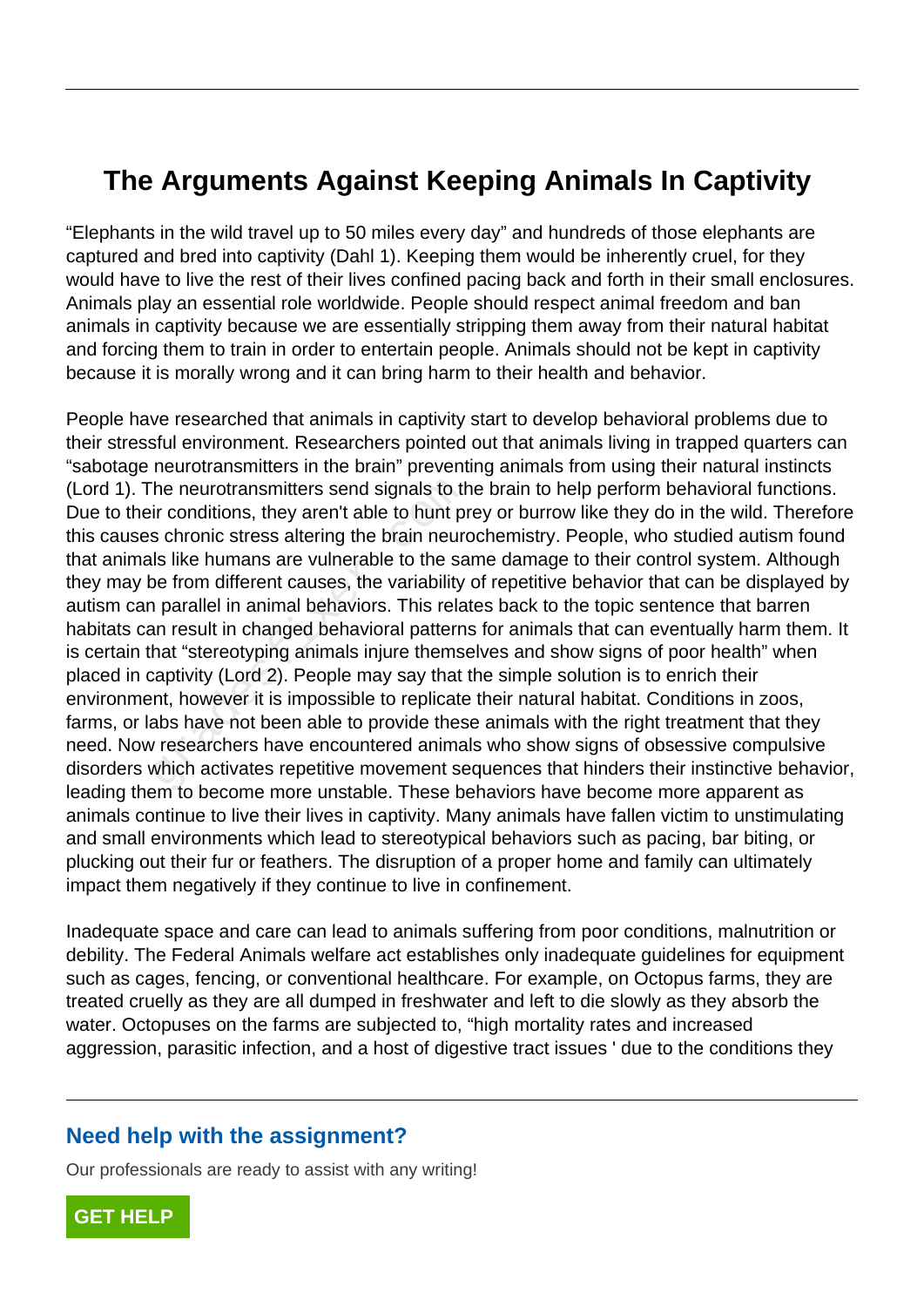# The Arguments Against Keeping Animals In Captivity

"Elephants in the wild travel up to 50 miles every day" and hundreds of those elephants are captured and bred into captivity (Dahl 1). Keeping them would be inherently cruel, for they would have to live the rest of their lives confined pacing back and forth in their small enclosures. Animals play an essential role worldwide. People should respect animal freedom and ban animals in captivity because we are essentially stripping them away from their natural habitat and forcing them to train in order to entertain people. Animals should not be kept in captivity because it is morally wrong and it can bring harm to their health and behavior.

People have researched that animals in captivity start to develop behavioral problems due to their stressful environment. Researchers pointed out that animals living in trapped quarters can "sabotage neurotransmitters in the brain" preventing animals from using their natural instincts (Lord 1). The neurotransmitters send signals to the brain to help perform behavioral functions. Due to their conditions, they aren't able to hunt prey or burrow like they do in the wild. Therefore this causes chronic stress altering the brain neurochemistry. People, who studied autism found that animals like humans are vulnerable to the same damage to their control system. Although they may be from different causes, the variability of repetitive behavior that can be displayed by autism can parallel in animal behaviors. This relates back to the topic sentence that barren habitats can result in changed behavioral patterns for animals that can eventually harm them. It is certain that "stereotyping animals injure themselves and show signs of poor health" when placed in captivity (Lord 2). People may say that the simple solution is to enrich their environment, however it is impossible to replicate their natural habitat. Conditions in zoos, farms, or labs have not been able to provide these animals with the right treatment that they need. Now researchers have encountered animals who show signs of obsessive compulsive disorders which activates repetitive movement sequences that hinders their instinctive behavior, leading them to become more unstable. These behaviors have become more apparent as animals continue to live their lives in captivity. Many animals have fallen victim to unstimulating and small environments which lead to stereotypical behaviors such as pacing, bar biting, or plucking out their fur or feathers. The disruption of a proper home and family can ultimately impact them negatively if they continue to live in confinement.

Inadequate space and care can lead to animals suffering from poor conditions, malnutrition or debility. The Federal Animals welfare act establishes only inadequate guidelines for equipment such as cages, fencing, or conventional healthcare. For example, on Octopus farms, they are treated cruelly as they are all dumped in freshwater and left to die slowly as they absorb the water. Octopuses on the farms are subjected to, "high mortality rates and increased aggression, parasitic infection, and a host of digestive tract issues ' due to the conditions they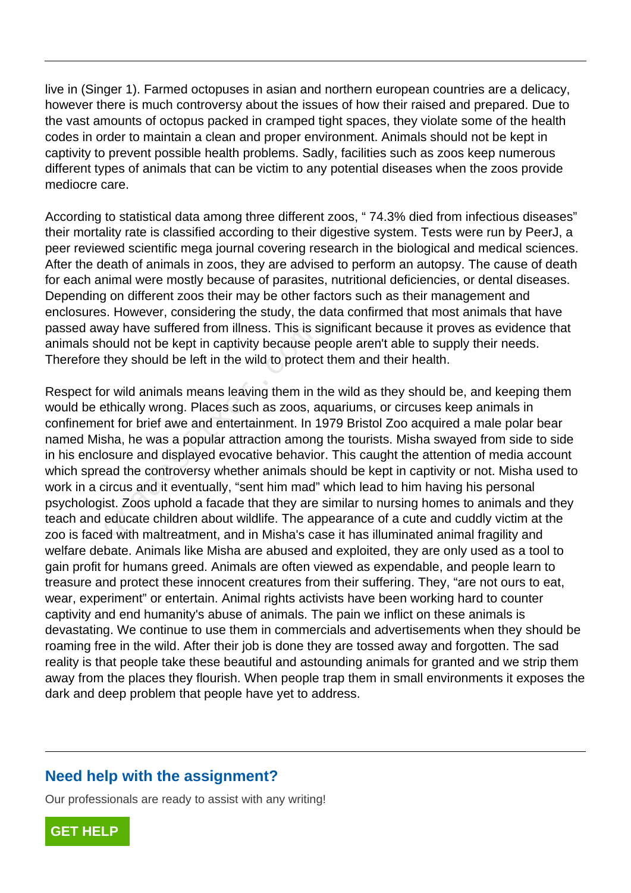live in (Singer 1). Farmed octopuses in asian and northern european countries are a delicacy, however there is much controversy about the issues of how their raised and prepared. Due to the vast amounts of octopus packed in cramped tight spaces, they violate some of the health codes in order to maintain a clean and proper environment. Animals should not be kept in captivity to prevent possible health problems. Sadly, facilities such as zoos keep numerous different types of animals that can be victim to any potential diseases when the zoos provide mediocre care.

According to statistical data among three different zoos, " 74.3% died from infectious diseases" their mortality rate is classified according to their digestive system. Tests were run by PeerJ, a peer reviewed scientific mega journal covering research in the biological and medical sciences. After the death of animals in zoos, they are advised to perform an autopsy. The cause of death for each animal were mostly because of parasites, nutritional deficiencies, or dental diseases. Depending on different zoos their may be other factors such as their management and enclosures. However, considering the study, the data confirmed that most animals that have passed away have suffered from illness. This is significant because it proves as evidence that animals should not be kept in captivity because people aren't able to supply their needs. Therefore they should be left in the wild to protect them and their health.

Respect for wild animals means leaving them in the wild as they should be, and keeping them would be ethically wrong. Places such as zoos, aquariums, or circuses keep animals in confinement for brief awe and entertainment. In 1979 Bristol Zoo acquired a male polar bear named Misha, he was a popular attraction among the tourists. Misha swayed from side to side in his enclosure and displayed evocative behavior. This caught the attention of media account which spread the controversy whether animals should be kept in captivity or not. Misha used to work in a circus and it eventually, "sent him mad" which lead to him having his personal psychologist. Zoos uphold a facade that they are similar to nursing homes to animals and they teach and educate children about wildlife. The appearance of a cute and cuddly victim at the zoo is faced with maltreatment, and in Misha's case it has illuminated animal fragility and welfare debate. Animals like Misha are abused and exploited, they are only used as a tool to gain profit for humans greed. Animals are often viewed as expendable, and people learn to treasure and protect these innocent creatures from their suffering. They, "are not ours to eat, wear, experiment" or entertain. Animal rights activists have been working hard to counter captivity and end humanity's abuse of animals. The pain we inflict on these animals is devastating. We continue to use them in commercials and advertisements when they should be roaming free in the wild. After their job is done they are tossed away and forgotten. The sad reality is that people take these beautiful and astounding animals for granted and we strip them away from the places they flourish. When people trap them in small environments it exposes the dark and deep problem that people have yet to address.

## Need help with the assignment?

Our professionals are ready to assist with any writing!

GET HELP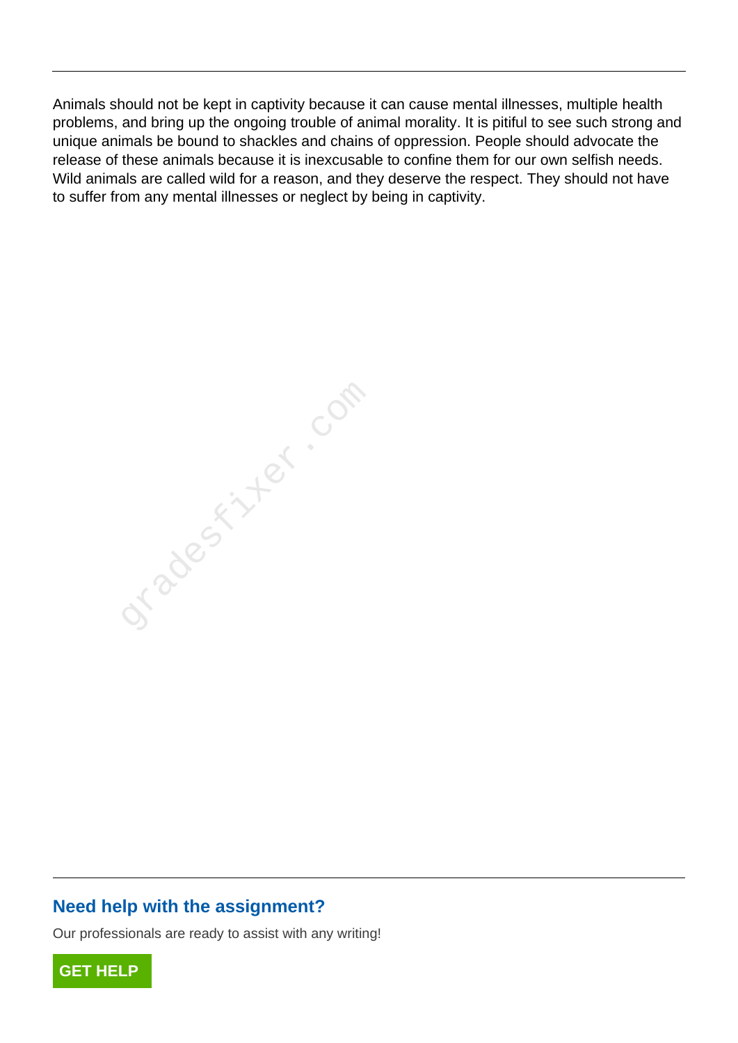Animals should not be kept in captivity because it can cause mental illnesses, multiple health problems, and bring up the ongoing trouble of animal morality. It is pitiful to see such strong and unique animals be bound to shackles and chains of oppression. People should advocate the release of these animals because it is inexcusable to confine them for our own selfish needs. Wild animals are called wild for a reason, and they deserve the respect. They should not have to suffer from any mental illnesses or neglect by being in captivity.